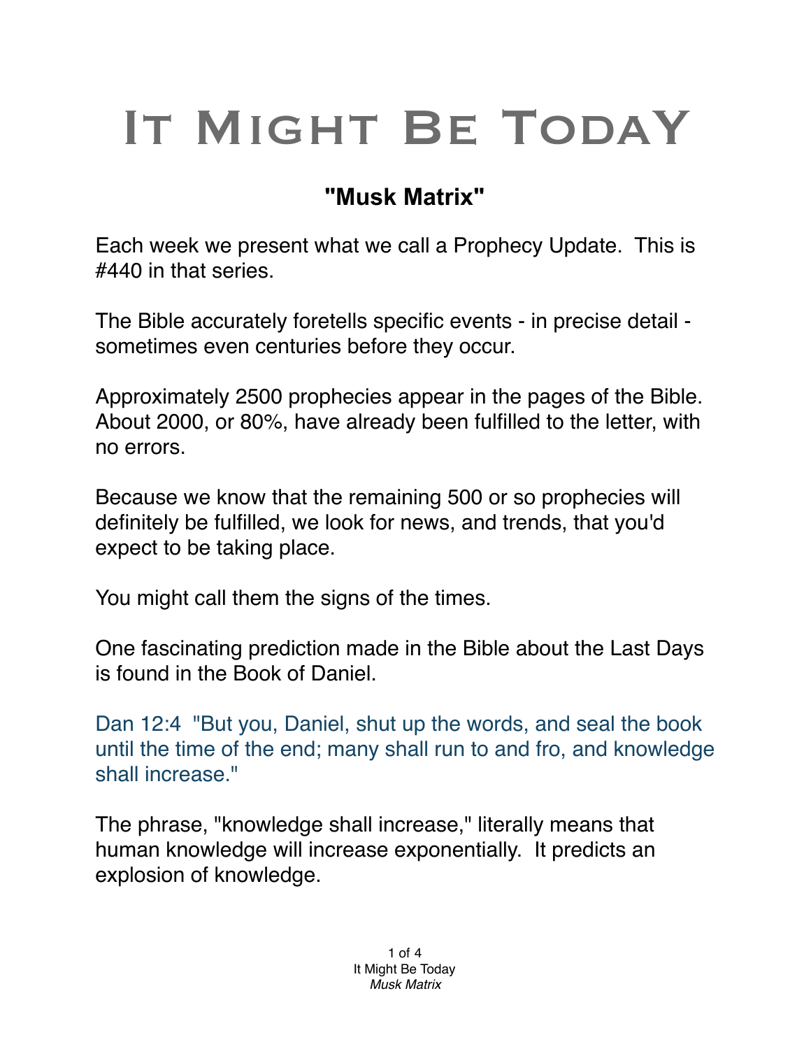# IT MIGHT BE TODAY

## "Musk Matrix"

Each week we present what we call a Prophecy Update. This is #440 in that series.

The Bible accurately foretells specific events - in precise detail - sometimes even centuries before they occur.

Approximately 2500 prophecies appear in the pages of the Bible. About 2000, or 80%, have already been fulfilled to the letter, with no errors.

Because we know that the remaining 500 or so prophecies will definitely be fulfilled, we look for news, and trends, that you'd expect to be taking place.

You might call them the signs of the times.

One fascinating prediction made in the Bible about the Last Days is found in the Book of Daniel.

Dan 12:4 "But you, Daniel, shut up the words, and seal the book until the time of the end; many shall run to and fro, and knowledge shall increase."

The phrase, "knowledge shall increase," literally means that human knowledge will increase exponentially. It predicts an explosion of knowledge.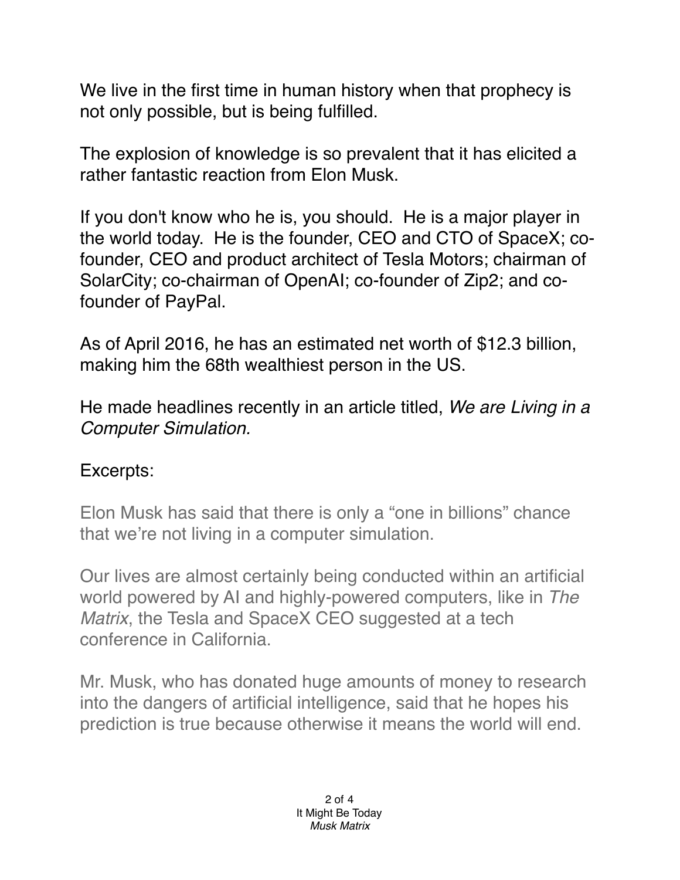We live in the first time in human history when that prophecy is not only possible, but is being fulfilled.

The explosion of knowledge is so prevalent that it has elicited a rather fantastic reaction from Elon Musk.

If you don't know who he is, you should. He is a major player in the world today. He is the founder, CEO and CTO of SpaceX; co-founder, CEO and product architect of Tesla Motors; chairman of SolarCity; co-chairman of OpenAI; co-founder of Zip2; and co-founder of PayPal.

As of April 2016, he has an estimated net worth of $12.3 billion, making him the 68th wealthiest person in the US.

He made headlines recently in an article titled, *We are Living in a Computer Simulation.*

Excerpts:

> Elon Musk has said that there is only a "one in billions" chance that we're not living in a computer simulation.
>
> Our lives are almost certainly being conducted within an artificial world powered by AI and highly-powered computers, like in *The Matrix*, the Tesla and SpaceX CEO suggested at a tech conference in California.
>
> Mr. Musk, who has donated huge amounts of money to research into the dangers of artificial intelligence, said that he hopes his prediction is true because otherwise it means the world will end.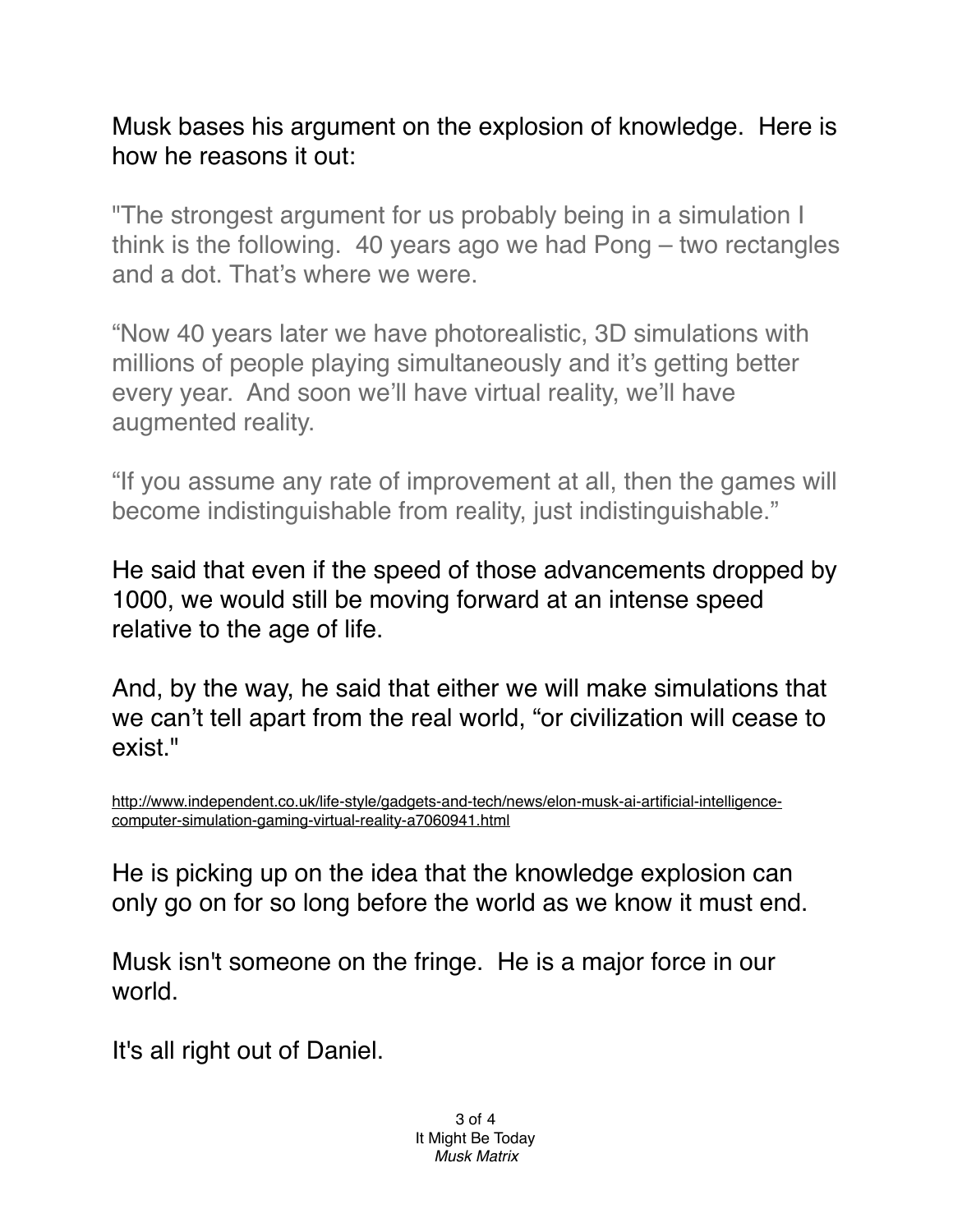Musk bases his argument on the explosion of knowledge. Here is how he reasons it out:

"The strongest argument for us probably being in a simulation I think is the following. 40 years ago we had Pong – two rectangles and a dot. That's where we were.

"Now 40 years later we have photorealistic, 3D simulations with millions of people playing simultaneously and it's getting better every year. And soon we'll have virtual reality, we'll have augmented reality.

"If you assume any rate of improvement at all, then the games will become indistinguishable from reality, just indistinguishable."

He said that even if the speed of those advancements dropped by 1000, we would still be moving forward at an intense speed relative to the age of life.

And, by the way, he said that either we will make simulations that we can't tell apart from the real world, "or civilization will cease to exist."

http://www.independent.co.uk/life-style/gadgets-and-tech/news/elon-musk-ai-artificial-intelligence-computer-simulation-gaming-virtual-reality-a7060941.html

He is picking up on the idea that the knowledge explosion can only go on for so long before the world as we know it must end.

Musk isn't someone on the fringe. He is a major force in our world.

It's all right out of Daniel.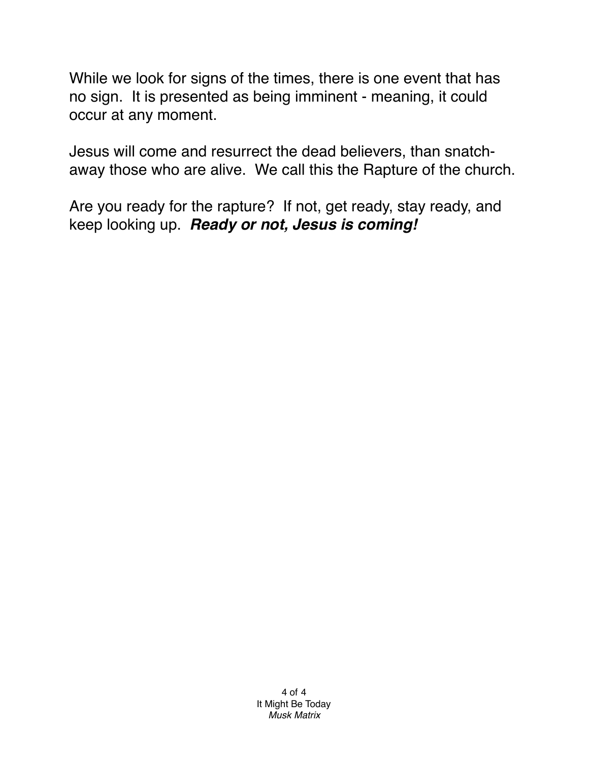While we look for signs of the times, there is one event that has no sign.  It is presented as being imminent - meaning, it could occur at any moment.

Jesus will come and resurrect the dead believers, than snatch-away those who are alive.  We call this the Rapture of the church.

Are you ready for the rapture?  If not, get ready, stay ready, and keep looking up.  ***Ready or not, Jesus is coming!***